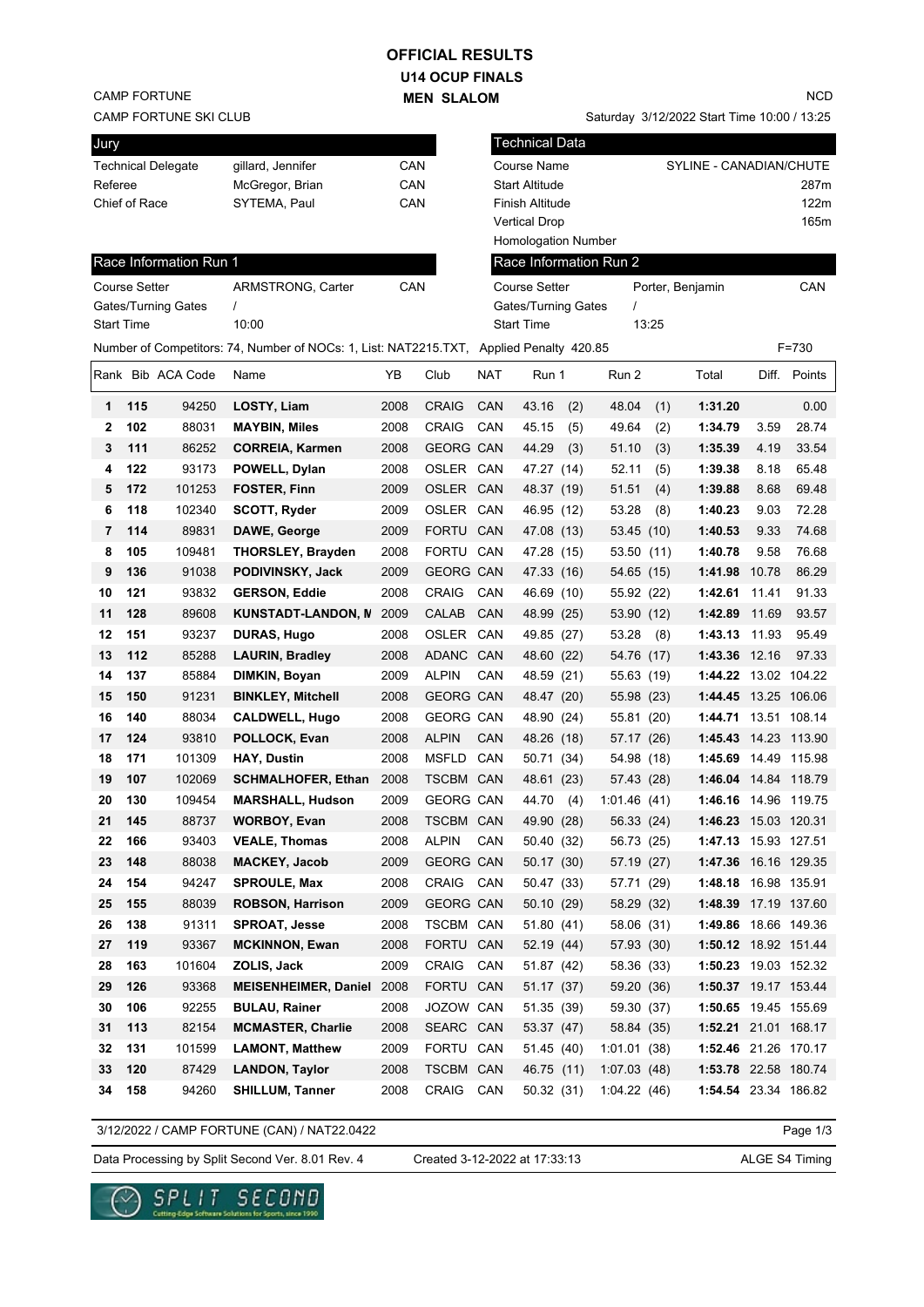# OFFICIAL RESULTS

## U14 OCUP FINALS

## MEN SLALOM

CAMP FORTUNE
CAMP FORTUNE SKI CLUB

NCD

Saturday 3/12/2022 Start Time 10:00 / 13:25

| Jury | | |
|---|---|---|
| Technical Delegate | gillard, Jennifer | CAN |
| Referee | McGregor, Brian | CAN |
| Chief of Race | SYTEMA, Paul | CAN |

| Technical Data | |
|---|---|
| Course Name | SYLINE - CANADIAN/CHUTE |
| Start Altitude | 287m |
| Finish Altitude | 122m |
| Vertical Drop | 165m |
| Homologation Number | |

| Race Information Run 1 | | |
|---|---|---|
| Course Setter | ARMSTRONG, Carter | CAN |
| Gates/Turning Gates | / | |
| Start Time | 10:00 | |

| Race Information Run 2 | | |
|---|---|---|
| Course Setter | Porter, Benjamin | CAN |
| Gates/Turning Gates | / | |
| Start Time | 13:25 | |

Number of Competitors: 74, Number of NOCs: 1, List: NAT2215.TXT, Applied Penalty 420.85 F=730

| Rank | Bib | ACA Code | Name | YB | Club | NAT | Run 1 | Run 2 | Total | Diff. | Points |
|---|---|---|---|---|---|---|---|---|---|---|---|
| 1 | 115 | 94250 | LOSTY, Liam | 2008 | CRAIG | CAN | 43.16 (2) | 48.04 (1) | 1:31.20 | | 0.00 |
| 2 | 102 | 88031 | MAYBIN, Miles | 2008 | CRAIG | CAN | 45.15 (5) | 49.64 (2) | 1:34.79 | 3.59 | 28.74 |
| 3 | 111 | 86252 | CORREIA, Karmen | 2008 | GEORG | CAN | 44.29 (3) | 51.10 (3) | 1:35.39 | 4.19 | 33.54 |
| 4 | 122 | 93173 | POWELL, Dylan | 2008 | OSLER | CAN | 47.27 (14) | 52.11 (5) | 1:39.38 | 8.18 | 65.48 |
| 5 | 172 | 101253 | FOSTER, Finn | 2009 | OSLER | CAN | 48.37 (19) | 51.51 (4) | 1:39.88 | 8.68 | 69.48 |
| 6 | 118 | 102340 | SCOTT, Ryder | 2009 | OSLER | CAN | 46.95 (12) | 53.28 (8) | 1:40.23 | 9.03 | 72.28 |
| 7 | 114 | 89831 | DAWE, George | 2009 | FORTU | CAN | 47.08 (13) | 53.45 (10) | 1:40.53 | 9.33 | 74.68 |
| 8 | 105 | 109481 | THORSLEY, Brayden | 2008 | FORTU | CAN | 47.28 (15) | 53.50 (11) | 1:40.78 | 9.58 | 76.68 |
| 9 | 136 | 91038 | PODIVINSKY, Jack | 2009 | GEORG | CAN | 47.33 (16) | 54.65 (15) | 1:41.98 | 10.78 | 86.29 |
| 10 | 121 | 93832 | GERSON, Eddie | 2008 | CRAIG | CAN | 46.69 (10) | 55.92 (22) | 1:42.61 | 11.41 | 91.33 |
| 11 | 128 | 89608 | KUNSTADT-LANDON, M | 2009 | CALAB | CAN | 48.99 (25) | 53.90 (12) | 1:42.89 | 11.69 | 93.57 |
| 12 | 151 | 93237 | DURAS, Hugo | 2008 | OSLER | CAN | 49.85 (27) | 53.28 (8) | 1:43.13 | 11.93 | 95.49 |
| 13 | 112 | 85288 | LAURIN, Bradley | 2008 | ADANC | CAN | 48.60 (22) | 54.76 (17) | 1:43.36 | 12.16 | 97.33 |
| 14 | 137 | 85884 | DIMKIN, Boyan | 2009 | ALPIN | CAN | 48.59 (21) | 55.63 (19) | 1:44.22 | 13.02 | 104.22 |
| 15 | 150 | 91231 | BINKLEY, Mitchell | 2008 | GEORG | CAN | 48.47 (20) | 55.98 (23) | 1:44.45 | 13.25 | 106.06 |
| 16 | 140 | 88034 | CALDWELL, Hugo | 2008 | GEORG | CAN | 48.90 (24) | 55.81 (20) | 1:44.71 | 13.51 | 108.14 |
| 17 | 124 | 93810 | POLLOCK, Evan | 2008 | ALPIN | CAN | 48.26 (18) | 57.17 (26) | 1:45.43 | 14.23 | 113.90 |
| 18 | 171 | 101309 | HAY, Dustin | 2008 | MSFLD | CAN | 50.71 (34) | 54.98 (18) | 1:45.69 | 14.49 | 115.98 |
| 19 | 107 | 102069 | SCHMALHOFER, Ethan | 2008 | TSCBM | CAN | 48.61 (23) | 57.43 (28) | 1:46.04 | 14.84 | 118.79 |
| 20 | 130 | 109454 | MARSHALL, Hudson | 2009 | GEORG | CAN | 44.70 (4) | 1:01.46 (41) | 1:46.16 | 14.96 | 119.75 |
| 21 | 145 | 88737 | WORBOY, Evan | 2008 | TSCBM | CAN | 49.90 (28) | 56.33 (24) | 1:46.23 | 15.03 | 120.31 |
| 22 | 166 | 93403 | VEALE, Thomas | 2008 | ALPIN | CAN | 50.40 (32) | 56.73 (25) | 1:47.13 | 15.93 | 127.51 |
| 23 | 148 | 88038 | MACKEY, Jacob | 2009 | GEORG | CAN | 50.17 (30) | 57.19 (27) | 1:47.36 | 16.16 | 129.35 |
| 24 | 154 | 94247 | SPROULE, Max | 2008 | CRAIG | CAN | 50.47 (33) | 57.71 (29) | 1:48.18 | 16.98 | 135.91 |
| 25 | 155 | 88039 | ROBSON, Harrison | 2009 | GEORG | CAN | 50.10 (29) | 58.29 (32) | 1:48.39 | 17.19 | 137.60 |
| 26 | 138 | 91311 | SPROAT, Jesse | 2008 | TSCBM | CAN | 51.80 (41) | 58.06 (31) | 1:49.86 | 18.66 | 149.36 |
| 27 | 119 | 93367 | MCKINNON, Ewan | 2008 | FORTU | CAN | 52.19 (44) | 57.93 (30) | 1:50.12 | 18.92 | 151.44 |
| 28 | 163 | 101604 | ZOLIS, Jack | 2009 | CRAIG | CAN | 51.87 (42) | 58.36 (33) | 1:50.23 | 19.03 | 152.32 |
| 29 | 126 | 93368 | MEISENHEIMER, Daniel | 2008 | FORTU | CAN | 51.17 (37) | 59.20 (36) | 1:50.37 | 19.17 | 153.44 |
| 30 | 106 | 92255 | BULAU, Rainer | 2008 | JOZOW | CAN | 51.35 (39) | 59.30 (37) | 1:50.65 | 19.45 | 155.69 |
| 31 | 113 | 82154 | MCMASTER, Charlie | 2008 | SEARC | CAN | 53.37 (47) | 58.84 (35) | 1:52.21 | 21.01 | 168.17 |
| 32 | 131 | 101599 | LAMONT, Matthew | 2009 | FORTU | CAN | 51.45 (40) | 1:01.01 (38) | 1:52.46 | 21.26 | 170.17 |
| 33 | 120 | 87429 | LANDON, Taylor | 2008 | TSCBM | CAN | 46.75 (11) | 1:07.03 (48) | 1:53.78 | 22.58 | 180.74 |
| 34 | 158 | 94260 | SHILLUM, Tanner | 2008 | CRAIG | CAN | 50.32 (31) | 1:04.22 (46) | 1:54.54 | 23.34 | 186.82 |

3/12/2022 / CAMP FORTUNE (CAN) / NAT22.0422

Data Processing by Split Second Ver. 8.01 Rev. 4 Created 3-12-2022 at 17:33:13 ALGE S4 Timing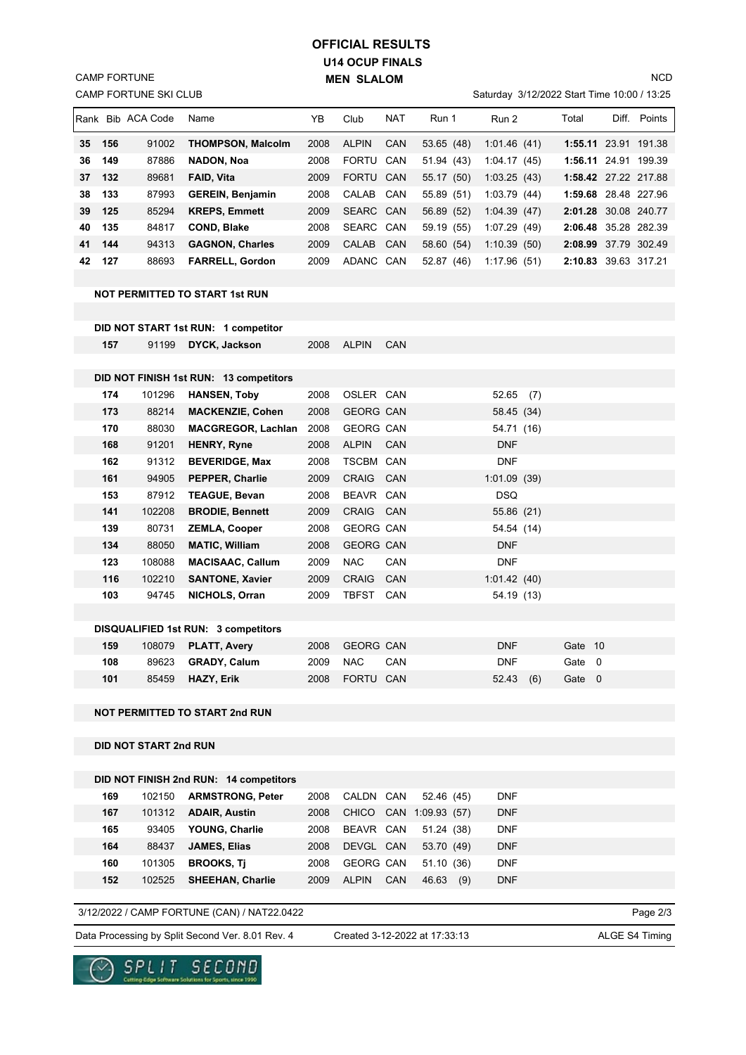# OFFICIAL RESULTS
## U14 OCUP FINALS
## MEN SLALOM

CAMP FORTUNE
CAMP FORTUNE SKI CLUB

NCD
Saturday 3/12/2022 Start Time 10:00 / 13:25

| Rank | Bib | ACA Code | Name | YB | Club | NAT | Run 1 | Run 2 | Total | Diff. | Points |
|---|---|---|---|---|---|---|---|---|---|---|---|
| 35 | 156 | 91002 | **THOMPSON, Malcolm** | 2008 | ALPIN | CAN | 53.65 (48) | 1:01.46 (41) | **1:55.11** | 23.91 | 191.38 |
| 36 | 149 | 87886 | **NADON, Noa** | 2008 | FORTU | CAN | 51.94 (43) | 1:04.17 (45) | **1:56.11** | 24.91 | 199.39 |
| 37 | 132 | 89681 | **FAID, Vita** | 2009 | FORTU | CAN | 55.17 (50) | 1:03.25 (43) | **1:58.42** | 27.22 | 217.88 |
| 38 | 133 | 87993 | **GEREIN, Benjamin** | 2008 | CALAB | CAN | 55.89 (51) | 1:03.79 (44) | **1:59.68** | 28.48 | 227.96 |
| 39 | 125 | 85294 | **KREPS, Emmett** | 2009 | SEARC | CAN | 56.89 (52) | 1:04.39 (47) | **2:01.28** | 30.08 | 240.77 |
| 40 | 135 | 84817 | **COND, Blake** | 2008 | SEARC | CAN | 59.19 (55) | 1:07.29 (49) | **2:06.48** | 35.28 | 282.39 |
| 41 | 144 | 94313 | **GAGNON, Charles** | 2009 | CALAB | CAN | 58.60 (54) | 1:10.39 (50) | **2:08.99** | 37.79 | 302.49 |
| 42 | 127 | 88693 | **FARRELL, Gordon** | 2009 | ADANC | CAN | 52.87 (46) | 1:17.96 (51) | **2:10.83** | 39.63 | 317.21 |

**NOT PERMITTED TO START 1st RUN**

**DID NOT START 1st RUN: 1 competitor**

| Bib | ACA Code | Name | YB | Club | NAT |
|---|---|---|---|---|---|
| 157 | 91199 | **DYCK, Jackson** | 2008 | ALPIN | CAN |

**DID NOT FINISH 1st RUN: 13 competitors**

| Bib | ACA Code | Name | YB | Club | NAT | Run 2 |
|---|---|---|---|---|---|---|
| 174 | 101296 | **HANSEN, Toby** | 2008 | OSLER | CAN | 52.65 (7) |
| 173 | 88214 | **MACKENZIE, Cohen** | 2008 | GEORG | CAN | 58.45 (34) |
| 170 | 88030 | **MACGREGOR, Lachlan** | 2008 | GEORG | CAN | 54.71 (16) |
| 168 | 91201 | **HENRY, Ryne** | 2008 | ALPIN | CAN | DNF |
| 162 | 91312 | **BEVERIDGE, Max** | 2008 | TSCBM | CAN | DNF |
| 161 | 94905 | **PEPPER, Charlie** | 2009 | CRAIG | CAN | 1:01.09 (39) |
| 153 | 87912 | **TEAGUE, Bevan** | 2008 | BEAVR | CAN | DSQ |
| 141 | 102208 | **BRODIE, Bennett** | 2009 | CRAIG | CAN | 55.86 (21) |
| 139 | 80731 | **ZEMLA, Cooper** | 2008 | GEORG | CAN | 54.54 (14) |
| 134 | 88050 | **MATIC, William** | 2008 | GEORG | CAN | DNF |
| 123 | 108088 | **MACISAAC, Callum** | 2009 | NAC | CAN | DNF |
| 116 | 102210 | **SANTONE, Xavier** | 2009 | CRAIG | CAN | 1:01.42 (40) |
| 103 | 94745 | **NICHOLS, Orran** | 2009 | TBFST | CAN | 54.19 (13) |

**DISQUALIFIED 1st RUN: 3 competitors**

| Bib | ACA Code | Name | YB | Club | NAT | Run 2 | Reason |
|---|---|---|---|---|---|---|---|
| 159 | 108079 | **PLATT, Avery** | 2008 | GEORG | CAN | DNF | Gate 10 |
| 108 | 89623 | **GRADY, Calum** | 2009 | NAC | CAN | DNF | Gate 0 |
| 101 | 85459 | **HAZY, Erik** | 2008 | FORTU | CAN | 52.43 (6) | Gate 0 |

**NOT PERMITTED TO START 2nd RUN**

**DID NOT START 2nd RUN**

**DID NOT FINISH 2nd RUN: 14 competitors**

| Bib | ACA Code | Name | YB | Club | NAT | Run 1 | Run 2 |
|---|---|---|---|---|---|---|---|
| 169 | 102150 | **ARMSTRONG, Peter** | 2008 | CALDN | CAN | 52.46 (45) | DNF |
| 167 | 101312 | **ADAIR, Austin** | 2008 | CHICO | CAN | 1:09.93 (57) | DNF |
| 165 | 93405 | **YOUNG, Charlie** | 2008 | BEAVR | CAN | 51.24 (38) | DNF |
| 164 | 88437 | **JAMES, Elias** | 2008 | DEVGL | CAN | 53.70 (49) | DNF |
| 160 | 101305 | **BROOKS, Tj** | 2008 | GEORG | CAN | 51.10 (36) | DNF |
| 152 | 102525 | **SHEEHAN, Charlie** | 2009 | ALPIN | CAN | 46.63 (9) | DNF |

3/12/2022 / CAMP FORTUNE (CAN) / NAT22.0422

Data Processing by Split Second Ver. 8.01 Rev. 4 — Created 3-12-2022 at 17:33:13 — ALGE S4 Timing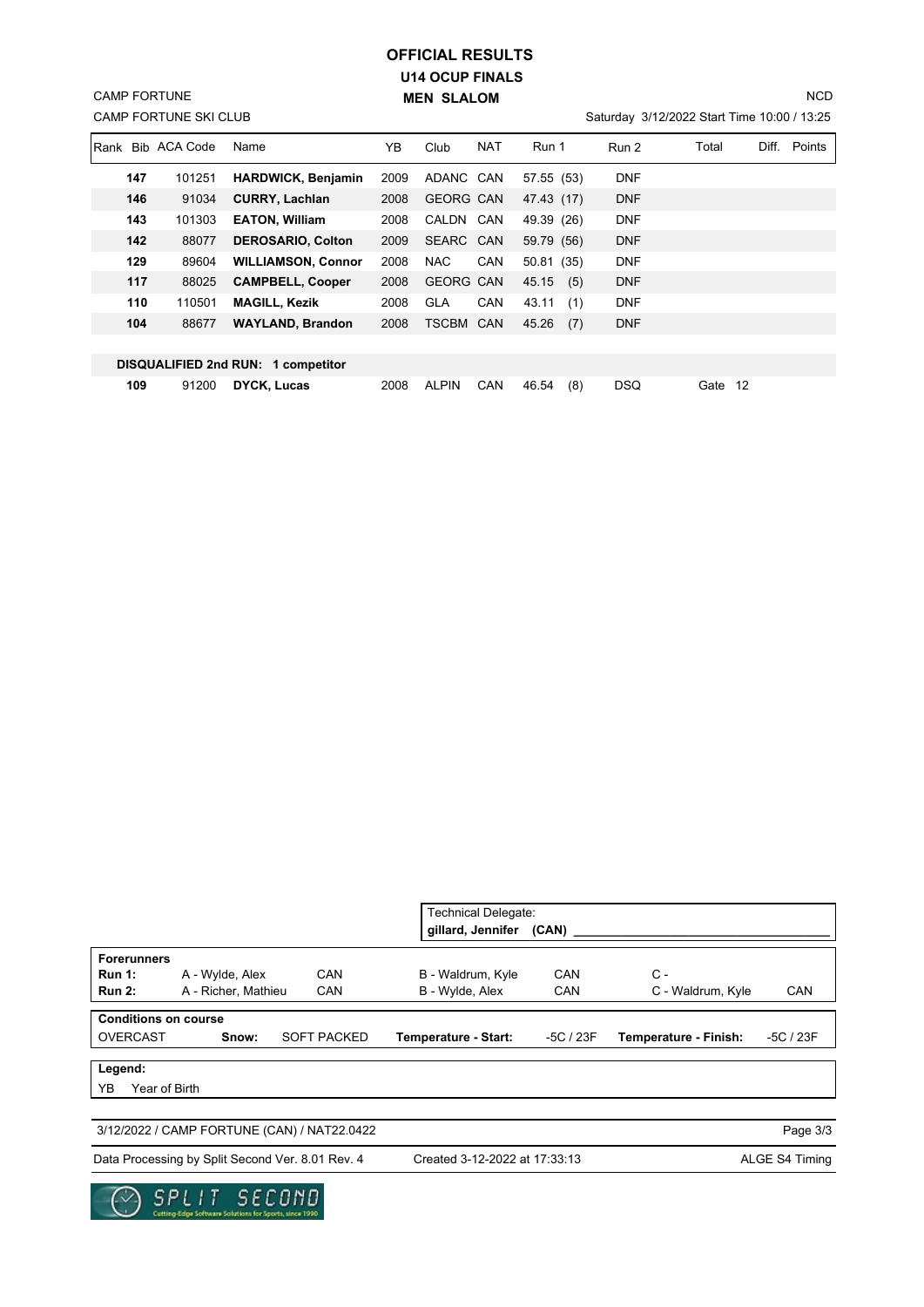# OFFICIAL RESULTS
## U14 OCUP FINALS
## MEN SLALOM

CAMP FORTUNE
CAMP FORTUNE SKI CLUB

NCD
Saturday 3/12/2022 Start Time 10:00 / 13:25

| Rank | Bib | ACA Code | Name | YB | Club | NAT | Run 1 | Run 2 | Total | Diff. | Points |
|---|---|---|---|---|---|---|---|---|---|---|---|
| | 147 | 101251 | **HARDWICK, Benjamin** | 2009 | ADANC | CAN | 57.55 (53) | DNF | | | |
| | 146 | 91034 | **CURRY, Lachlan** | 2008 | GEORG | CAN | 47.43 (17) | DNF | | | |
| | 143 | 101303 | **EATON, William** | 2008 | CALDN | CAN | 49.39 (26) | DNF | | | |
| | 142 | 88077 | **DEROSARIO, Colton** | 2009 | SEARC | CAN | 59.79 (56) | DNF | | | |
| | 129 | 89604 | **WILLIAMSON, Connor** | 2008 | NAC | CAN | 50.81 (35) | DNF | | | |
| | 117 | 88025 | **CAMPBELL, Cooper** | 2008 | GEORG | CAN | 45.15 (5) | DNF | | | |
| | 110 | 110501 | **MAGILL, Kezik** | 2008 | GLA | CAN | 43.11 (1) | DNF | | | |
| | 104 | 88677 | **WAYLAND, Brandon** | 2008 | TSCBM | CAN | 45.26 (7) | DNF | | | |
| | **DISQUALIFIED 2nd RUN: 1 competitor** | | | | | | | | | | |
| | 109 | 91200 | **DYCK, Lucas** | 2008 | ALPIN | CAN | 46.54 (8) | DSQ | Gate 12 | | |

Technical Delegate:
**gillard, Jennifer (CAN)**

| **Forerunners** | | | | | | |
|---|---|---|---|---|---|---|
| **Run 1:** | A - Wylde, Alex | CAN | B - Waldrum, Kyle | CAN | C - | |
| **Run 2:** | A - Richer, Mathieu | CAN | B - Wylde, Alex | CAN | C - Waldrum, Kyle | CAN |

**Conditions on course**

| OVERCAST | Snow: | SOFT PACKED | Temperature - Start: | -5C / 23F | Temperature - Finish: | -5C / 23F |
|---|---|---|---|---|---|---|

**Legend:**
YB Year of Birth

3/12/2022 / CAMP FORTUNE (CAN) / NAT22.0422

Data Processing by Split Second Ver. 8.01 Rev. 4 | Created 3-12-2022 at 17:33:13 | ALGE S4 Timing